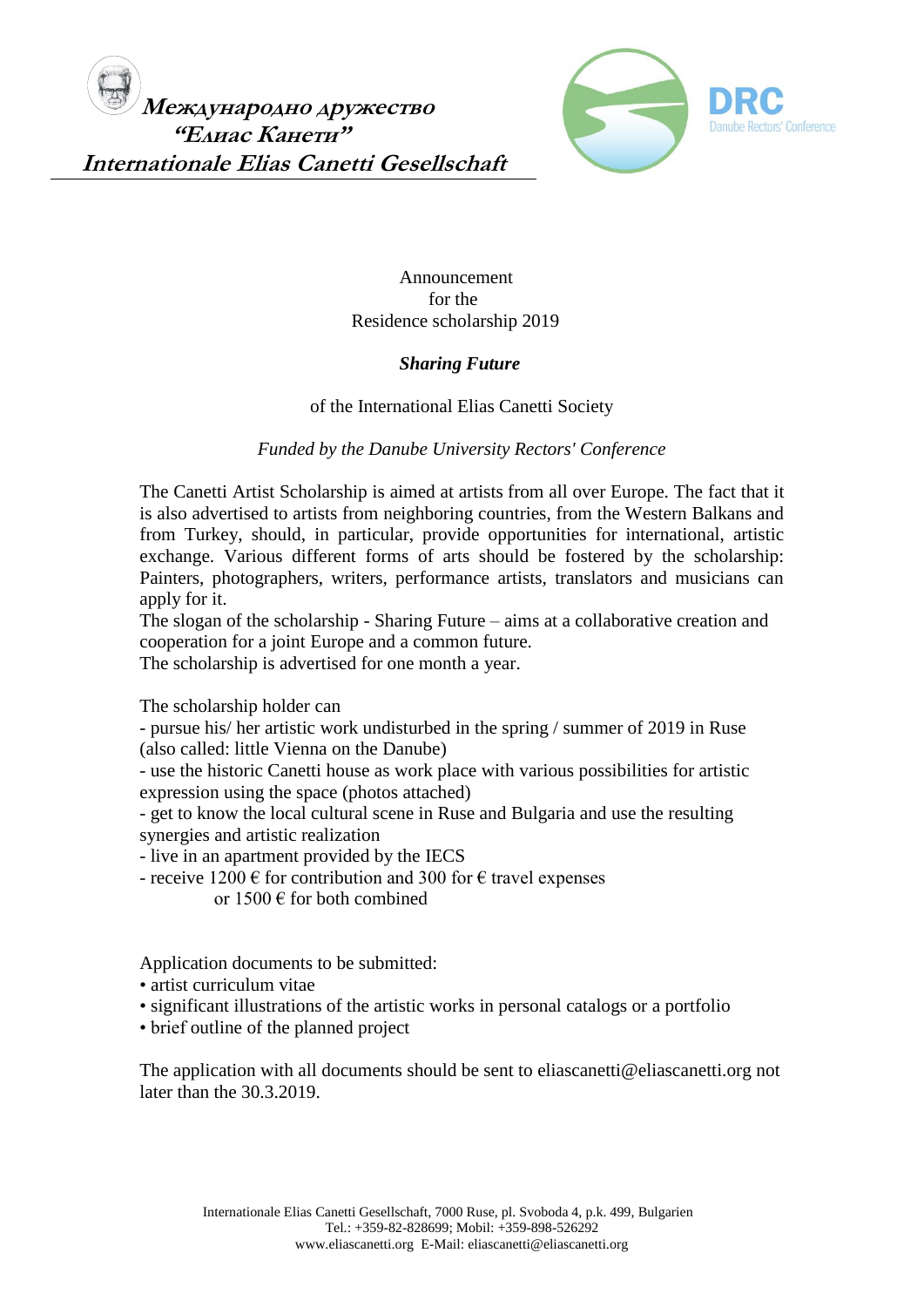**Международно дружество**
**"Елиас Канети"**
**Internationale Elias Canetti Gesellschaft**

DRC
Danube Rectors' Conference

Announcement
for the
Residence scholarship 2019

***Sharing Future***

of the International Elias Canetti Society

*Funded by the Danube University Rectors' Conference*

The Canetti Artist Scholarship is aimed at artists from all over Europe. The fact that it is also advertised to artists from neighboring countries, from the Western Balkans and from Turkey, should, in particular, provide opportunities for international, artistic exchange. Various different forms of arts should be fostered by the scholarship: Painters, photographers, writers, performance artists, translators and musicians can apply for it.
The slogan of the scholarship - Sharing Future – aims at a collaborative creation and cooperation for a joint Europe and a common future.
The scholarship is advertised for one month a year.

The scholarship holder can
- pursue his/ her artistic work undisturbed in the spring / summer of 2019 in Ruse (also called: little Vienna on the Danube)
- use the historic Canetti house as work place with various possibilities for artistic expression using the space (photos attached)
- get to know the local cultural scene in Ruse and Bulgaria and use the resulting synergies and artistic realization
- live in an apartment provided by the IECS
- receive 1200 € for contribution and 300 for € travel expenses
 or 1500 € for both combined

Application documents to be submitted:
- artist curriculum vitae
- significant illustrations of the artistic works in personal catalogs or a portfolio
- brief outline of the planned project

The application with all documents should be sent to eliascanetti@eliascanetti.org not later than the 30.3.2019.

Internationale Elias Canetti Gesellschaft, 7000 Ruse, pl. Svoboda 4, p.k. 499, Bulgarien
Tel.: +359-82-828699; Mobil: +359-898-526292
www.eliascanetti.org E-Mail: eliascanetti@eliascanetti.org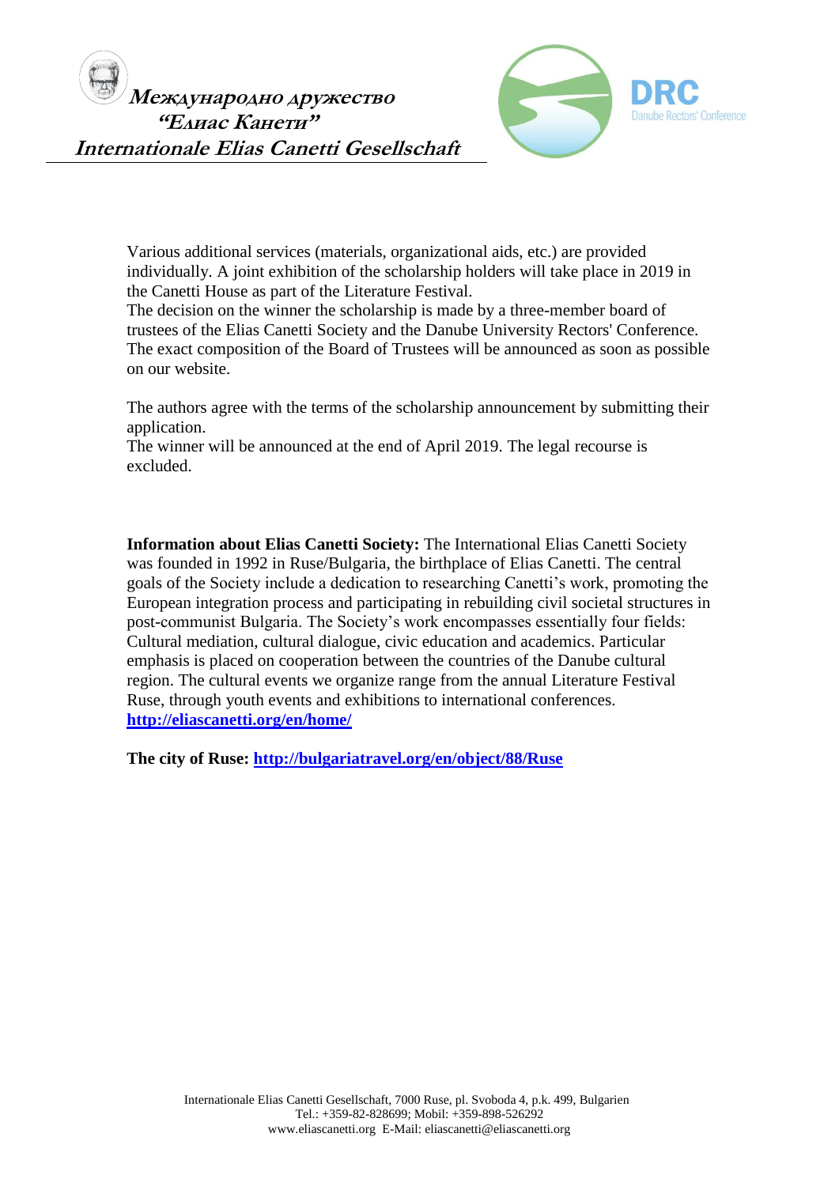Various additional services (materials, organizational aids, etc.) are provided individually. A joint exhibition of the scholarship holders will take place in 2019 in the Canetti House as part of the Literature Festival.
The decision on the winner the scholarship is made by a three-member board of trustees of the Elias Canetti Society and the Danube University Rectors' Conference. The exact composition of the Board of Trustees will be announced as soon as possible on our website.

The authors agree with the terms of the scholarship announcement by submitting their application.
The winner will be announced at the end of April 2019. The legal recourse is excluded.

**Information about Elias Canetti Society:** The International Elias Canetti Society was founded in 1992 in Ruse/Bulgaria, the birthplace of Elias Canetti. The central goals of the Society include a dedication to researching Canetti's work, promoting the European integration process and participating in rebuilding civil societal structures in post-communist Bulgaria. The Society's work encompasses essentially four fields: Cultural mediation, cultural dialogue, civic education and academics. Particular emphasis is placed on cooperation between the countries of the Danube cultural region. The cultural events we organize range from the annual Literature Festival Ruse, through youth events and exhibitions to international conferences.
**http://eliascanetti.org/en/home/**

**The city of Ruse: http://bulgariatravel.org/en/object/88/Ruse**